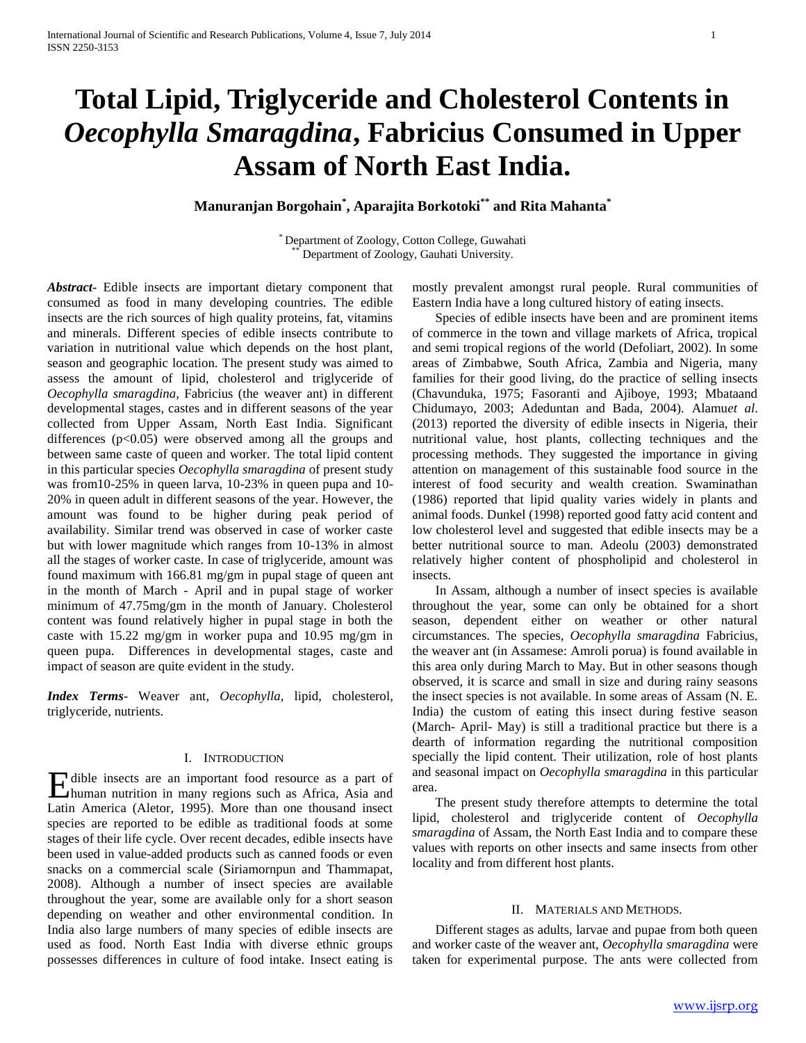# Total Lipid, Triglyceride and Cholesterol Contents in *Oecophylla Smaragdina*, Fabricius Consumed in Upper Assam of North East India.

**Manuranjan Borgohain[*], Aparajita Borkotoki[**] and Rita Mahanta[*]**

[*] Department of Zoology, Cotton College, Guwahati
[**] Department of Zoology, Gauhati University.

***Abstract*-** Edible insects are important dietary component that consumed as food in many developing countries. The edible insects are the rich sources of high quality proteins, fat, vitamins and minerals. Different species of edible insects contribute to variation in nutritional value which depends on the host plant, season and geographic location. The present study was aimed to assess the amount of lipid, cholesterol and triglyceride of *Oecophylla smaragdina*, Fabricius (the weaver ant) in different developmental stages, castes and in different seasons of the year collected from Upper Assam, North East India. Significant differences ($p<0.05$) were observed among all the groups and between same caste of queen and worker. The total lipid content in this particular species *Oecophylla smaragdina* of present study was from10-25% in queen larva, 10-23% in queen pupa and 10-20% in queen adult in different seasons of the year. However, the amount was found to be higher during peak period of availability. Similar trend was observed in case of worker caste but with lower magnitude which ranges from 10-13% in almost all the stages of worker caste. In case of triglyceride, amount was found maximum with 166.81 mg/gm in pupal stage of queen ant in the month of March - April and in pupal stage of worker minimum of 47.75mg/gm in the month of January. Cholesterol content was found relatively higher in pupal stage in both the caste with 15.22 mg/gm in worker pupa and 10.95 mg/gm in queen pupa. Differences in developmental stages, caste and impact of season are quite evident in the study.

***Index Terms*-** Weaver ant, *Oecophylla*, lipid, cholesterol, triglyceride, nutrients.

## I. Introduction

Edible insects are an important food resource as a part of human nutrition in many regions such as Africa, Asia and Latin America (Aletor, 1995). More than one thousand insect species are reported to be edible as traditional foods at some stages of their life cycle. Over recent decades, edible insects have been used in value-added products such as canned foods or even snacks on a commercial scale (Siriamornpun and Thammapat, 2008). Although a number of insect species are available throughout the year, some are available only for a short season depending on weather and other environmental condition. In India also large numbers of many species of edible insects are used as food. North East India with diverse ethnic groups possesses differences in culture of food intake. Insect eating is mostly prevalent amongst rural people. Rural communities of Eastern India have a long cultured history of eating insects.

Species of edible insects have been and are prominent items of commerce in the town and village markets of Africa, tropical and semi tropical regions of the world (Defoliart, 2002). In some areas of Zimbabwe, South Africa, Zambia and Nigeria, many families for their good living, do the practice of selling insects (Chavunduka, 1975; Fasoranti and Ajiboye, 1993; Mbataand Chidumayo, 2003; Adeduntan and Bada, 2004). Alamu*et al*. (2013) reported the diversity of edible insects in Nigeria, their nutritional value, host plants, collecting techniques and the processing methods. They suggested the importance in giving attention on management of this sustainable food source in the interest of food security and wealth creation. Swaminathan (1986) reported that lipid quality varies widely in plants and animal foods. Dunkel (1998) reported good fatty acid content and low cholesterol level and suggested that edible insects may be a better nutritional source to man. Adeolu (2003) demonstrated relatively higher content of phospholipid and cholesterol in insects.

In Assam, although a number of insect species is available throughout the year, some can only be obtained for a short season, dependent either on weather or other natural circumstances. The species, *Oecophylla smaragdina* Fabricius, the weaver ant (in Assamese: Amroli porua) is found available in this area only during March to May. But in other seasons though observed, it is scarce and small in size and during rainy seasons the insect species is not available. In some areas of Assam (N. E. India) the custom of eating this insect during festive season (March- April- May) is still a traditional practice but there is a dearth of information regarding the nutritional composition specially the lipid content. Their utilization, role of host plants and seasonal impact on *Oecophylla smaragdina* in this particular area.

The present study therefore attempts to determine the total lipid, cholesterol and triglyceride content of *Oecophylla smaragdina* of Assam, the North East India and to compare these values with reports on other insects and same insects from other locality and from different host plants.

## II. Materials and Methods.

Different stages as adults, larvae and pupae from both queen and worker caste of the weaver ant, *Oecophylla smaragdina* were taken for experimental purpose. The ants were collected from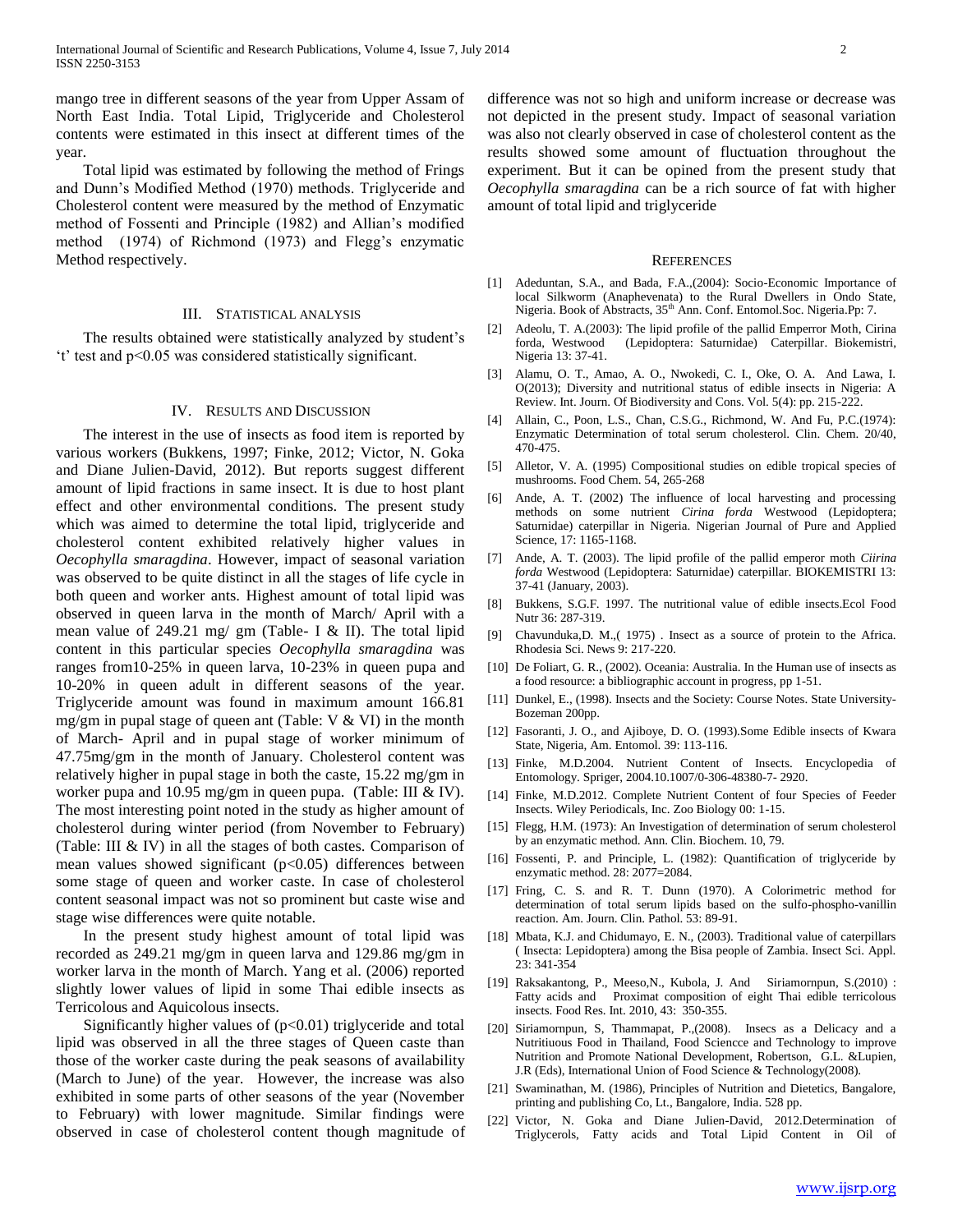mango tree in different seasons of the year from Upper Assam of North East India. Total Lipid, Triglyceride and Cholesterol contents were estimated in this insect at different times of the year.

Total lipid was estimated by following the method of Frings and Dunn's Modified Method (1970) methods. Triglyceride and Cholesterol content were measured by the method of Enzymatic method of Fossenti and Principle (1982) and Allian's modified method (1974) of Richmond (1973) and Flegg's enzymatic Method respectively.

## III. Statistical Analysis

The results obtained were statistically analyzed by student's 't' test and $p<0.05$ was considered statistically significant.

## IV. Results and Discussion

The interest in the use of insects as food item is reported by various workers (Bukkens, 1997; Finke, 2012; Victor, N. Goka and Diane Julien-David, 2012). But reports suggest different amount of lipid fractions in same insect. It is due to host plant effect and other environmental conditions. The present study which was aimed to determine the total lipid, triglyceride and cholesterol content exhibited relatively higher values in *Oecophylla smaragdina*. However, impact of seasonal variation was observed to be quite distinct in all the stages of life cycle in both queen and worker ants. Highest amount of total lipid was observed in queen larva in the month of March/ April with a mean value of 249.21 mg/ gm (Table- I & II). The total lipid content in this particular species *Oecophylla smaragdina* was ranges from10-25% in queen larva, 10-23% in queen pupa and 10-20% in queen adult in different seasons of the year. Triglyceride amount was found in maximum amount 166.81 mg/gm in pupal stage of queen ant (Table: V & VI) in the month of March- April and in pupal stage of worker minimum of 47.75mg/gm in the month of January. Cholesterol content was relatively higher in pupal stage in both the caste, 15.22 mg/gm in worker pupa and 10.95 mg/gm in queen pupa. (Table: III & IV). The most interesting point noted in the study as higher amount of cholesterol during winter period (from November to February) (Table: III & IV) in all the stages of both castes. Comparison of mean values showed significant ($p<0.05$) differences between some stage of queen and worker caste. In case of cholesterol content seasonal impact was not so prominent but caste wise and stage wise differences were quite notable.

In the present study highest amount of total lipid was recorded as 249.21 mg/gm in queen larva and 129.86 mg/gm in worker larva in the month of March. Yang et al. (2006) reported slightly lower values of lipid in some Thai edible insects as Terricolous and Aquicolous insects.

Significantly higher values of ($p<0.01$) triglyceride and total lipid was observed in all the three stages of Queen caste than those of the worker caste during the peak seasons of availability (March to June) of the year. However, the increase was also exhibited in some parts of other seasons of the year (November to February) with lower magnitude. Similar findings were observed in case of cholesterol content though magnitude of difference was not so high and uniform increase or decrease was not depicted in the present study. Impact of seasonal variation was also not clearly observed in case of cholesterol content as the results showed some amount of fluctuation throughout the experiment. But it can be opined from the present study that *Oecophylla smaragdina* can be a rich source of fat with higher amount of total lipid and triglyceride

## References

[1] Adeduntan, S.A., and Bada, F.A.,(2004): Socio-Economic Importance of local Silkworm (Anaphevenata) to the Rural Dwellers in Ondo State, Nigeria. Book of Abstracts, 35th Ann. Conf. Entomol.Soc. Nigeria.Pp: 7.

[2] Adeolu, T. A.(2003): The lipid profile of the pallid Emperror Moth, Cirina forda, Westwood (Lepidoptera: Saturnidae) Caterpillar. Biokemistri, Nigeria 13: 37-41.

[3] Alamu, O. T., Amao, A. O., Nwokedi, C. I., Oke, O. A. And Lawa, I. O(2013); Diversity and nutritional status of edible insects in Nigeria: A Review. Int. Journ. Of Biodiversity and Cons. Vol. 5(4): pp. 215-222.

[4] Allain, C., Poon, L.S., Chan, C.S.G., Richmond, W. And Fu, P.C.(1974): Enzymatic Determination of total serum cholesterol. Clin. Chem. 20/40, 470-475.

[5] Alletor, V. A. (1995) Compositional studies on edible tropical species of mushrooms. Food Chem. 54, 265-268

[6] Ande, A. T. (2002) The influence of local harvesting and processing methods on some nutrient *Cirina forda* Westwood (Lepidoptera; Saturnidae) caterpillar in Nigeria. Nigerian Journal of Pure and Applied Science, 17: 1165-1168.

[7] Ande, A. T. (2003). The lipid profile of the pallid emperor moth *Ciirina forda* Westwood (Lepidoptera: Saturnidae) caterpillar. BIOKEMISTRI 13: 37-41 (January, 2003).

[8] Bukkens, S.G.F. 1997. The nutritional value of edible insects.Ecol Food Nutr 36: 287-319.

[9] Chavunduka,D. M.,( 1975) . Insect as a source of protein to the Africa. Rhodesia Sci. News 9: 217-220.

[10] De Foliart, G. R., (2002). Oceania: Australia. In the Human use of insects as a food resource: a bibliographic account in progress, pp 1-51.

[11] Dunkel, E., (1998). Insects and the Society: Course Notes. State University-Bozeman 200pp.

[12] Fasoranti, J. O., and Ajiboye, D. O. (1993).Some Edible insects of Kwara State, Nigeria, Am. Entomol. 39: 113-116.

[13] Finke, M.D.2004. Nutrient Content of Insects. Encyclopedia of Entomology. Spriger, 2004.10.1007/0-306-48380-7- 2920.

[14] Finke, M.D.2012. Complete Nutrient Content of four Species of Feeder Insects. Wiley Periodicals, Inc. Zoo Biology 00: 1-15.

[15] Flegg, H.M. (1973): An Investigation of determination of serum cholesterol by an enzymatic method. Ann. Clin. Biochem. 10, 79.

[16] Fossenti, P. and Principle, L. (1982): Quantification of triglyceride by enzymatic method. 28: 2077=2084.

[17] Fring, C. S. and R. T. Dunn (1970). A Colorimetric method for determination of total serum lipids based on the sulfo-phospho-vanillin reaction. Am. Journ. Clin. Pathol. 53: 89-91.

[18] Mbata, K.J. and Chidumayo, E. N., (2003). Traditional value of caterpillars ( Insecta: Lepidoptera) among the Bisa people of Zambia. Insect Sci. Appl. 23: 341-354

[19] Raksakantong, P., Meeso,N., Kubola, J. And Siriamornpun, S.(2010) : Fatty acids and Proximat composition of eight Thai edible terricolous insects. Food Res. Int. 2010, 43: 350-355.

[20] Siriamornpun, S, Thammapat, P.,(2008). Insecs as a Delicacy and a Nutritiuous Food in Thailand, Food Sciencce and Technology to improve Nutrition and Promote National Development, Robertson, G.L. &Lupien, J.R (Eds), International Union of Food Science & Technology(2008).

[21] Swaminathan, M. (1986), Principles of Nutrition and Dietetics, Bangalore, printing and publishing Co, Lt., Bangalore, India. 528 pp.

[22] Victor, N. Goka and Diane Julien-David, 2012.Determination of Triglycerols, Fatty acids and Total Lipid Content in Oil of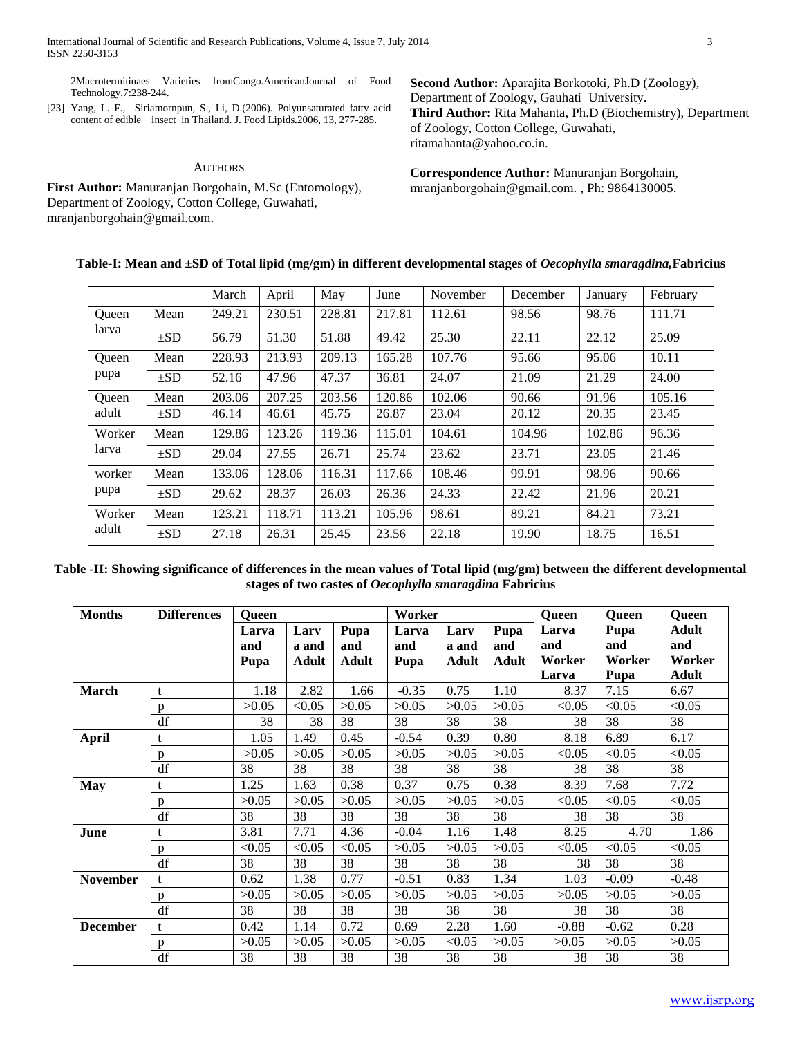2Macrotermitinaes Varieties fromCongo.AmericanJournal of Food Technology,7:238-244.

[23] Yang, L. F., Siriamornpun, S., Li, D.(2006). Polyunsaturated fatty acid content of edible insect in Thailand. J. Food Lipids.2006, 13, 277-285.

## AUTHORS

**First Author:** Manuranjan Borgohain, M.Sc (Entomology), Department of Zoology, Cotton College, Guwahati, mranjanborgohain@gmail.com.

**Second Author:** Aparajita Borkotoki, Ph.D (Zoology), Department of Zoology, Gauhati University.

**Third Author:** Rita Mahanta, Ph.D (Biochemistry), Department of Zoology, Cotton College, Guwahati, ritamahanta@yahoo.co.in.

**Correspondence Author:** Manuranjan Borgohain, mranjanborgohain@gmail.com. , Ph: 9864130005.

**Table-I: Mean and ±SD of Total lipid (mg/gm) in different developmental stages of *Oecophylla smaragdina,*Fabricius**

| | | March | April | May | June | November | December | January | February |
|---|---|---|---|---|---|---|---|---|---|
| Queen larva | Mean | 249.21 | 230.51 | 228.81 | 217.81 | 112.61 | 98.56 | 98.76 | 111.71 |
| | ±SD | 56.79 | 51.30 | 51.88 | 49.42 | 25.30 | 22.11 | 22.12 | 25.09 |
| Queen pupa | Mean | 228.93 | 213.93 | 209.13 | 165.28 | 107.76 | 95.66 | 95.06 | 10.11 |
| | ±SD | 52.16 | 47.96 | 47.37 | 36.81 | 24.07 | 21.09 | 21.29 | 24.00 |
| Queen adult | Mean | 203.06 | 207.25 | 203.56 | 120.86 | 102.06 | 90.66 | 91.96 | 105.16 |
| | ±SD | 46.14 | 46.61 | 45.75 | 26.87 | 23.04 | 20.12 | 20.35 | 23.45 |
| Worker larva | Mean | 129.86 | 123.26 | 119.36 | 115.01 | 104.61 | 104.96 | 102.86 | 96.36 |
| | ±SD | 29.04 | 27.55 | 26.71 | 25.74 | 23.62 | 23.71 | 23.05 | 21.46 |
| worker pupa | Mean | 133.06 | 128.06 | 116.31 | 117.66 | 108.46 | 99.91 | 98.96 | 90.66 |
| | ±SD | 29.62 | 28.37 | 26.03 | 26.36 | 24.33 | 22.42 | 21.96 | 20.21 |
| Worker adult | Mean | 123.21 | 118.71 | 113.21 | 105.96 | 98.61 | 89.21 | 84.21 | 73.21 |
| | ±SD | 27.18 | 26.31 | 25.45 | 23.56 | 22.18 | 19.90 | 18.75 | 16.51 |

**Table -II: Showing significance of differences in the mean values of Total lipid (mg/gm) between the different developmental stages of two castes of *Oecophylla smaragdina* Fabricius**

| Months | Differences | Queen | | | Worker | | | Queen | Queen | Queen |
|---|---|---|---|---|---|---|---|---|---|---|
| | | Larva and Pupa | Larva and Adult | Pupa and Adult | Larva and Pupa | Larva and Adult | Pupa and Adult | Larva and Worker Larva | Pupa and Worker Pupa | Adult and Worker Adult |
| **March** | t | 1.18 | 2.82 | 1.66 | -0.35 | 0.75 | 1.10 | 8.37 | 7.15 | 6.67 |
| | p | >0.05 | <0.05 | >0.05 | >0.05 | >0.05 | >0.05 | <0.05 | <0.05 | <0.05 |
| | df | 38 | 38 | 38 | 38 | 38 | 38 | 38 | 38 | 38 |
| **April** | t | 1.05 | 1.49 | 0.45 | -0.54 | 0.39 | 0.80 | 8.18 | 6.89 | 6.17 |
| | p | >0.05 | >0.05 | >0.05 | >0.05 | >0.05 | >0.05 | <0.05 | <0.05 | <0.05 |
| | df | 38 | 38 | 38 | 38 | 38 | 38 | 38 | 38 | 38 |
| **May** | t | 1.25 | 1.63 | 0.38 | 0.37 | 0.75 | 0.38 | 8.39 | 7.68 | 7.72 |
| | p | >0.05 | >0.05 | >0.05 | >0.05 | >0.05 | >0.05 | <0.05 | <0.05 | <0.05 |
| | df | 38 | 38 | 38 | 38 | 38 | 38 | 38 | 38 | 38 |
| **June** | t | 3.81 | 7.71 | 4.36 | -0.04 | 1.16 | 1.48 | 8.25 | 4.70 | 1.86 |
| | p | <0.05 | <0.05 | <0.05 | >0.05 | >0.05 | >0.05 | <0.05 | <0.05 | <0.05 |
| | df | 38 | 38 | 38 | 38 | 38 | 38 | 38 | 38 | 38 |
| **November** | t | 0.62 | 1.38 | 0.77 | -0.51 | 0.83 | 1.34 | 1.03 | -0.09 | -0.48 |
| | p | >0.05 | >0.05 | >0.05 | >0.05 | >0.05 | >0.05 | >0.05 | >0.05 | >0.05 |
| | df | 38 | 38 | 38 | 38 | 38 | 38 | 38 | 38 | 38 |
| **December** | t | 0.42 | 1.14 | 0.72 | 0.69 | 2.28 | 1.60 | -0.88 | -0.62 | 0.28 |
| | p | >0.05 | >0.05 | >0.05 | >0.05 | <0.05 | >0.05 | >0.05 | >0.05 | >0.05 |
| | df | 38 | 38 | 38 | 38 | 38 | 38 | 38 | 38 | 38 |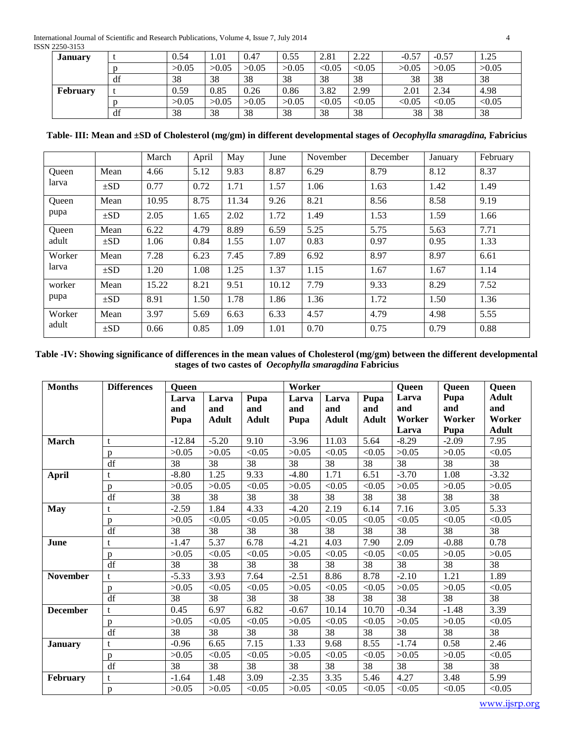| January | t | 0.54 | 1.01 | 0.47 | 0.55 | 2.81 | 2.22 | -0.57 | -0.57 | 1.25 |
|---|---|---|---|---|---|---|---|---|---|---|
| | p | >0.05 | >0.05 | >0.05 | >0.05 | <0.05 | <0.05 | >0.05 | >0.05 | >0.05 |
| | df | 38 | 38 | 38 | 38 | 38 | 38 | 38 | 38 | 38 |
| **February** | t | 0.59 | 0.85 | 0.26 | 0.86 | 3.82 | 2.99 | 2.01 | 2.34 | 4.98 |
| | p | >0.05 | >0.05 | >0.05 | >0.05 | <0.05 | <0.05 | <0.05 | <0.05 | <0.05 |
| | df | 38 | 38 | 38 | 38 | 38 | 38 | 38 | 38 | 38 |

**Table- III: Mean and ±SD of Cholesterol (mg/gm) in different developmental stages of *Oecophylla smaragdina,* Fabricius**

| | | March | April | May | June | November | December | January | February |
|---|---|---|---|---|---|---|---|---|---|
| Queen larva | Mean | 4.66 | 5.12 | 9.83 | 8.87 | 6.29 | 8.79 | 8.12 | 8.37 |
| | ±SD | 0.77 | 0.72 | 1.71 | 1.57 | 1.06 | 1.63 | 1.42 | 1.49 |
| Queen pupa | Mean | 10.95 | 8.75 | 11.34 | 9.26 | 8.21 | 8.56 | 8.58 | 9.19 |
| | ±SD | 2.05 | 1.65 | 2.02 | 1.72 | 1.49 | 1.53 | 1.59 | 1.66 |
| Queen adult | Mean | 6.22 | 4.79 | 8.89 | 6.59 | 5.25 | 5.75 | 5.63 | 7.71 |
| | ±SD | 1.06 | 0.84 | 1.55 | 1.07 | 0.83 | 0.97 | 0.95 | 1.33 |
| Worker larva | Mean | 7.28 | 6.23 | 7.45 | 7.89 | 6.92 | 8.97 | 8.97 | 6.61 |
| | ±SD | 1.20 | 1.08 | 1.25 | 1.37 | 1.15 | 1.67 | 1.67 | 1.14 |
| worker pupa | Mean | 15.22 | 8.21 | 9.51 | 10.12 | 7.79 | 9.33 | 8.29 | 7.52 |
| | ±SD | 8.91 | 1.50 | 1.78 | 1.86 | 1.36 | 1.72 | 1.50 | 1.36 |
| Worker adult | Mean | 3.97 | 5.69 | 6.63 | 6.33 | 4.57 | 4.79 | 4.98 | 5.55 |
| | ±SD | 0.66 | 0.85 | 1.09 | 1.01 | 0.70 | 0.75 | 0.79 | 0.88 |

**Table -IV: Showing significance of differences in the mean values of Cholesterol (mg/gm) between the different developmental stages of two castes of *Oecophylla smaragdina* Fabricius**

| Months | Differences | Queen | | | Worker | | | Queen | Queen | Queen |
|---|---|---|---|---|---|---|---|---|---|---|
| | | Larva and Pupa | Larva and Adult | Pupa and Adult | Larva and Pupa | Larva and Adult | Pupa and Adult | Larva and Worker Larva | Pupa and Worker Pupa | Adult and Worker Adult |
| **March** | t | -12.84 | -5.20 | 9.10 | -3.96 | 11.03 | 5.64 | -8.29 | -2.09 | 7.95 |
| | p | >0.05 | >0.05 | <0.05 | >0.05 | <0.05 | <0.05 | >0.05 | >0.05 | <0.05 |
| | df | 38 | 38 | 38 | 38 | 38 | 38 | 38 | 38 | 38 |
| **April** | t | -8.80 | 1.25 | 9.33 | -4.80 | 1.71 | 6.51 | -3.70 | 1.08 | -3.32 |
| | p | >0.05 | >0.05 | <0.05 | >0.05 | <0.05 | <0.05 | >0.05 | >0.05 | >0.05 |
| | df | 38 | 38 | 38 | 38 | 38 | 38 | 38 | 38 | 38 |
| **May** | t | -2.59 | 1.84 | 4.33 | -4.20 | 2.19 | 6.14 | 7.16 | 3.05 | 5.33 |
| | p | >0.05 | <0.05 | <0.05 | >0.05 | <0.05 | <0.05 | <0.05 | <0.05 | <0.05 |
| | df | 38 | 38 | 38 | 38 | 38 | 38 | 38 | 38 | 38 |
| **June** | t | -1.47 | 5.37 | 6.78 | -4.21 | 4.03 | 7.90 | 2.09 | -0.88 | 0.78 |
| | p | >0.05 | <0.05 | <0.05 | >0.05 | <0.05 | <0.05 | <0.05 | >0.05 | >0.05 |
| | df | 38 | 38 | 38 | 38 | 38 | 38 | 38 | 38 | 38 |
| **November** | t | -5.33 | 3.93 | 7.64 | -2.51 | 8.86 | 8.78 | -2.10 | 1.21 | 1.89 |
| | p | >0.05 | <0.05 | <0.05 | >0.05 | <0.05 | <0.05 | >0.05 | >0.05 | <0.05 |
| | df | 38 | 38 | 38 | 38 | 38 | 38 | 38 | 38 | 38 |
| **December** | t | 0.45 | 6.97 | 6.82 | -0.67 | 10.14 | 10.70 | -0.34 | -1.48 | 3.39 |
| | p | >0.05 | <0.05 | <0.05 | >0.05 | <0.05 | <0.05 | >0.05 | >0.05 | <0.05 |
| | df | 38 | 38 | 38 | 38 | 38 | 38 | 38 | 38 | 38 |
| **January** | t | -0.96 | 6.65 | 7.15 | 1.33 | 9.68 | 8.55 | -1.74 | 0.58 | 2.46 |
| | p | >0.05 | <0.05 | <0.05 | >0.05 | <0.05 | <0.05 | >0.05 | >0.05 | <0.05 |
| | df | 38 | 38 | 38 | 38 | 38 | 38 | 38 | 38 | 38 |
| **February** | t | -1.64 | 1.48 | 3.09 | -2.35 | 3.35 | 5.46 | 4.27 | 3.48 | 5.99 |
| | p | >0.05 | >0.05 | <0.05 | >0.05 | <0.05 | <0.05 | <0.05 | <0.05 | <0.05 |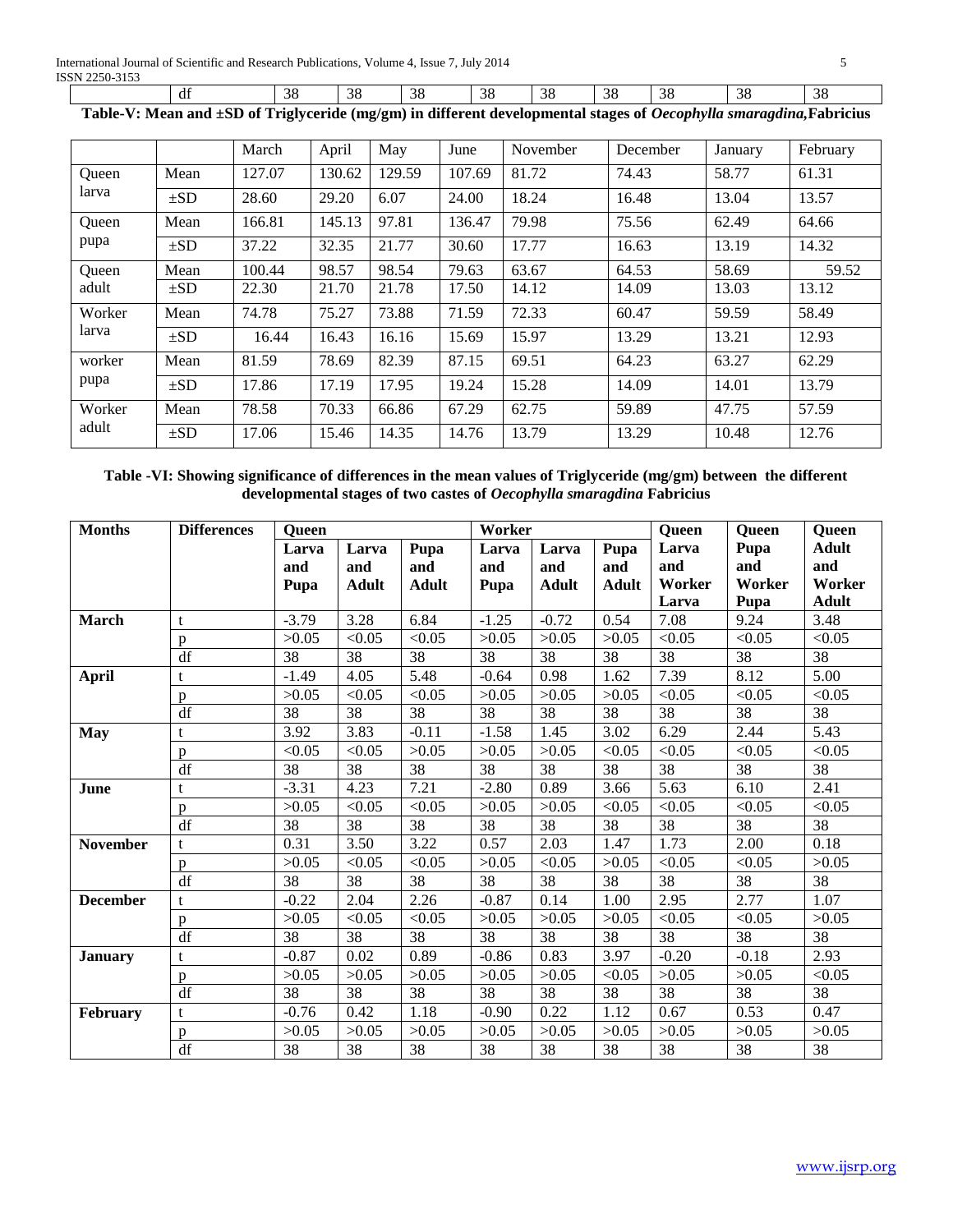| | df | 38 | 38 | 38 | 38 | 38 | 38 | 38 | 38 | 38 |
|---|---|---|---|---|---|---|---|---|---|---|

**Table-V: Mean and ±SD of Triglyceride (mg/gm) in different developmental stages of *Oecophylla smaragdina*, Fabricius**

| | | March | April | May | June | November | December | January | February |
|---|---|---|---|---|---|---|---|---|---|
| Queen larva | Mean | 127.07 | 130.62 | 129.59 | 107.69 | 81.72 | 74.43 | 58.77 | 61.31 |
| | ±SD | 28.60 | 29.20 | 6.07 | 24.00 | 18.24 | 16.48 | 13.04 | 13.57 |
| Queen pupa | Mean | 166.81 | 145.13 | 97.81 | 136.47 | 79.98 | 75.56 | 62.49 | 64.66 |
| | ±SD | 37.22 | 32.35 | 21.77 | 30.60 | 17.77 | 16.63 | 13.19 | 14.32 |
| Queen adult | Mean | 100.44 | 98.57 | 98.54 | 79.63 | 63.67 | 64.53 | 58.69 | 59.52 |
| | ±SD | 22.30 | 21.70 | 21.78 | 17.50 | 14.12 | 14.09 | 13.03 | 13.12 |
| Worker larva | Mean | 74.78 | 75.27 | 73.88 | 71.59 | 72.33 | 60.47 | 59.59 | 58.49 |
| | ±SD | 16.44 | 16.43 | 16.16 | 15.69 | 15.97 | 13.29 | 13.21 | 12.93 |
| worker pupa | Mean | 81.59 | 78.69 | 82.39 | 87.15 | 69.51 | 64.23 | 63.27 | 62.29 |
| | ±SD | 17.86 | 17.19 | 17.95 | 19.24 | 15.28 | 14.09 | 14.01 | 13.79 |
| Worker adult | Mean | 78.58 | 70.33 | 66.86 | 67.29 | 62.75 | 59.89 | 47.75 | 57.59 |
| | ±SD | 17.06 | 15.46 | 14.35 | 14.76 | 13.79 | 13.29 | 10.48 | 12.76 |

**Table -VI: Showing significance of differences in the mean values of Triglyceride (mg/gm) between the different developmental stages of two castes of *Oecophylla smaragdina* Fabricius**

| Months | Differences | Queen | | | Worker | | | Queen | Queen | Queen |
|---|---|---|---|---|---|---|---|---|---|---|
| | | Larva and Pupa | Larva and Adult | Pupa and Adult | Larva and Pupa | Larva and Adult | Pupa and Adult | Larva and Worker Larva | Pupa and Worker Pupa | Adult and Worker Adult |
| **March** | t | -3.79 | 3.28 | 6.84 | -1.25 | -0.72 | 0.54 | 7.08 | 9.24 | 3.48 |
| | p | >0.05 | <0.05 | <0.05 | >0.05 | >0.05 | >0.05 | <0.05 | <0.05 | <0.05 |
| | df | 38 | 38 | 38 | 38 | 38 | 38 | 38 | 38 | 38 |
| **April** | t | -1.49 | 4.05 | 5.48 | -0.64 | 0.98 | 1.62 | 7.39 | 8.12 | 5.00 |
| | p | >0.05 | <0.05 | <0.05 | >0.05 | >0.05 | >0.05 | <0.05 | <0.05 | <0.05 |
| | df | 38 | 38 | 38 | 38 | 38 | 38 | 38 | 38 | 38 |
| **May** | t | 3.92 | 3.83 | -0.11 | -1.58 | 1.45 | 3.02 | 6.29 | 2.44 | 5.43 |
| | p | <0.05 | <0.05 | >0.05 | >0.05 | >0.05 | <0.05 | <0.05 | <0.05 | <0.05 |
| | df | 38 | 38 | 38 | 38 | 38 | 38 | 38 | 38 | 38 |
| **June** | t | -3.31 | 4.23 | 7.21 | -2.80 | 0.89 | 3.66 | 5.63 | 6.10 | 2.41 |
| | p | >0.05 | <0.05 | <0.05 | >0.05 | >0.05 | <0.05 | <0.05 | <0.05 | <0.05 |
| | df | 38 | 38 | 38 | 38 | 38 | 38 | 38 | 38 | 38 |
| **November** | t | 0.31 | 3.50 | 3.22 | 0.57 | 2.03 | 1.47 | 1.73 | 2.00 | 0.18 |
| | p | >0.05 | <0.05 | <0.05 | >0.05 | <0.05 | >0.05 | <0.05 | <0.05 | >0.05 |
| | df | 38 | 38 | 38 | 38 | 38 | 38 | 38 | 38 | 38 |
| **December** | t | -0.22 | 2.04 | 2.26 | -0.87 | 0.14 | 1.00 | 2.95 | 2.77 | 1.07 |
| | p | >0.05 | <0.05 | <0.05 | >0.05 | >0.05 | >0.05 | <0.05 | <0.05 | >0.05 |
| | df | 38 | 38 | 38 | 38 | 38 | 38 | 38 | 38 | 38 |
| **January** | t | -0.87 | 0.02 | 0.89 | -0.86 | 0.83 | 3.97 | -0.20 | -0.18 | 2.93 |
| | p | >0.05 | >0.05 | >0.05 | >0.05 | >0.05 | <0.05 | >0.05 | >0.05 | <0.05 |
| | df | 38 | 38 | 38 | 38 | 38 | 38 | 38 | 38 | 38 |
| **February** | t | -0.76 | 0.42 | 1.18 | -0.90 | 0.22 | 1.12 | 0.67 | 0.53 | 0.47 |
| | p | >0.05 | >0.05 | >0.05 | >0.05 | >0.05 | >0.05 | >0.05 | >0.05 | >0.05 |
| | df | 38 | 38 | 38 | 38 | 38 | 38 | 38 | 38 | 38 |